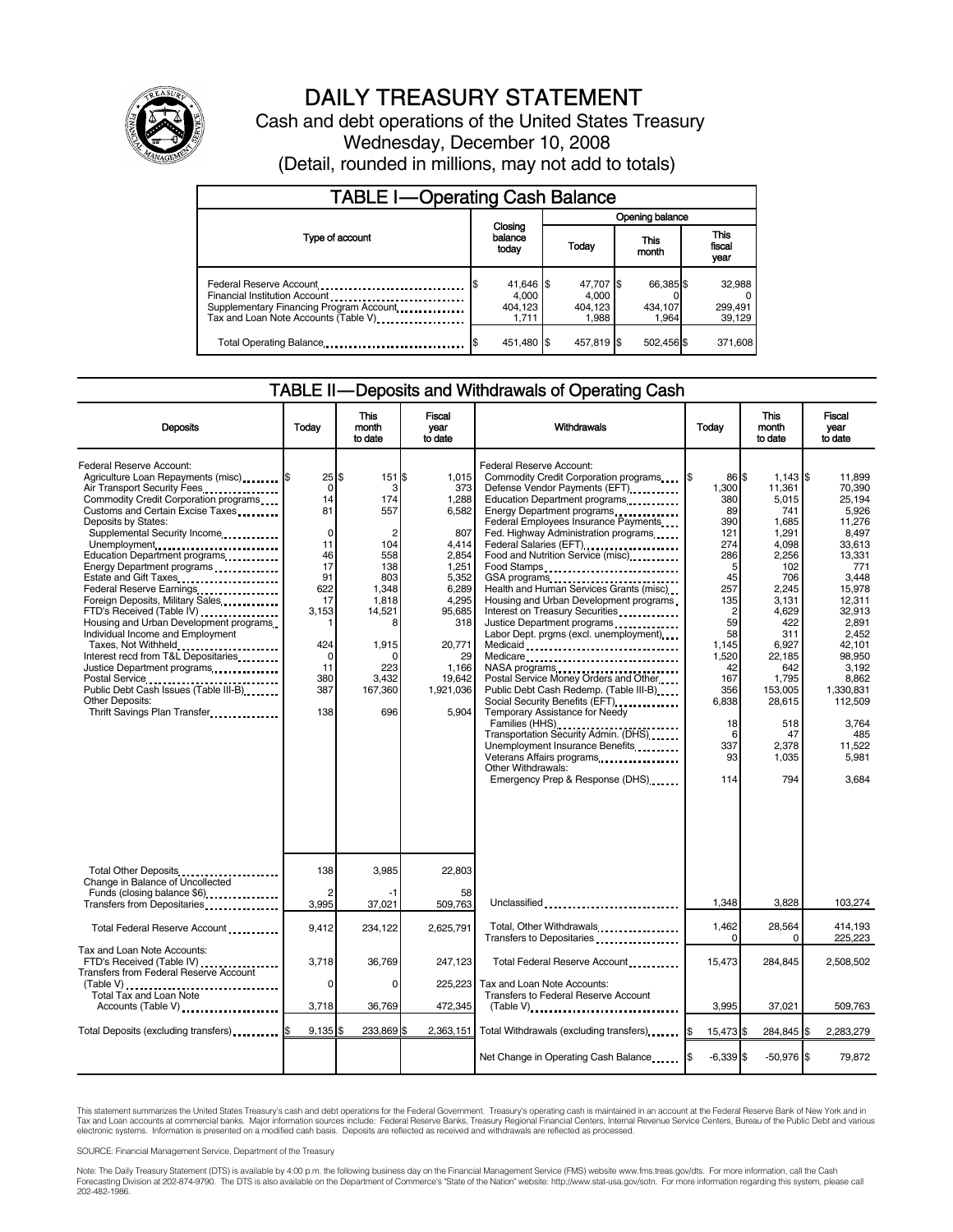# DAILY TREASURY STATEMENT

Cash and debt operations of the United States Treasury

Wednesday, December 10, 2008

(Detail, rounded in millions, may not add to totals)

## TABLE I—Operating Cash Balance

| Type of account | Closing balance today | Opening balance Today | Opening balance This month | Opening balance This fiscal year |
|---|---|---|---|---|
| Federal Reserve Account | $ 41,646 | $ 47,707 | $ 66,385 | $ 32,988 |
| Financial Institution Account | 4,000 | 4,000 | 0 | 0 |
| Supplementary Financing Program Account | 404,123 | 404,123 | 434,107 | 299,491 |
| Tax and Loan Note Accounts (Table V) | 1,711 | 1,988 | 1,964 | 39,129 |
| Total Operating Balance | $ 451,480 | $ 457,819 | $ 502,456 | $ 371,608 |

## TABLE II—Deposits and Withdrawals of Operating Cash

| Deposits | Today | This month to date | Fiscal year to date | Withdrawals | Today | This month to date | Fiscal year to date |
|---|---|---|---|---|---|---|---|
| Federal Reserve Account: | | | | Federal Reserve Account: | | | |
| Agriculture Loan Repayments (misc) | $ 25 | $ 151 | $ 1,015 | Commodity Credit Corporation programs | $ 86 | $ 1,143 | $ 11,899 |
| Air Transport Security Fees | 0 | 3 | 373 | Defense Vendor Payments (EFT) | 1,300 | 11,361 | 70,390 |
| Commodity Credit Corporation programs | 14 | 174 | 1,288 | Education Department programs | 380 | 5,015 | 25,194 |
| Customs and Certain Excise Taxes | 81 | 557 | 6,582 | Energy Department programs | 89 | 741 | 5,926 |
| Deposits by States: | | | | Federal Employees Insurance Payments | 390 | 1,685 | 11,276 |
| Supplemental Security Income | 0 | 2 | 807 | Fed. Highway Administration programs | 121 | 1,291 | 8,497 |
| Unemployment | 11 | 104 | 4,414 | Federal Salaries (EFT) | 274 | 4,098 | 33,613 |
| Education Department programs | 46 | 558 | 2,854 | Food and Nutrition Service (misc) | 286 | 2,256 | 13,331 |
| Energy Department programs | 17 | 138 | 1,251 | Food Stamps | 5 | 102 | 771 |
| Estate and Gift Taxes | 91 | 803 | 5,352 | GSA programs | 45 | 706 | 3,448 |
| Federal Reserve Earnings | 622 | 1,348 | 6,289 | Health and Human Services Grants (misc) | 257 | 2,245 | 15,978 |
| Foreign Deposits, Military Sales | 17 | 1,818 | 4,295 | Housing and Urban Development programs | 135 | 3,131 | 12,311 |
| FTD's Received (Table IV) | 3,153 | 14,521 | 95,685 | Interest on Treasury Securities | 2 | 4,629 | 32,913 |
| Housing and Urban Development programs | 1 | 8 | 318 | Justice Department programs | 59 | 422 | 2,891 |
| Individual Income and Employment | | | | Labor Dept. prgms (excl. unemployment) | 58 | 311 | 2,452 |
| Taxes, Not Withheld | 424 | 1,915 | 20,771 | Medicaid | 1,145 | 6,927 | 42,101 |
| Interest recd from T&L Depositaries | 0 | 0 | 29 | Medicare | 1,520 | 22,185 | 98,950 |
| Justice Department programs | 11 | 223 | 1,166 | NASA programs | 42 | 642 | 3,192 |
| Postal Service | 380 | 3,432 | 19,642 | Postal Service Money Orders and Other | 167 | 1,795 | 8,862 |
| Public Debt Cash Issues (Table III-B) | 387 | 167,360 | 1,921,036 | Public Debt Cash Redemp. (Table III-B) | 356 | 153,005 | 1,330,831 |
| Other Deposits: | | | | Social Security Benefits (EFT) | 6,838 | 28,615 | 112,509 |
| Thrift Savings Plan Transfer | 138 | 696 | 5,904 | Temporary Assistance for Needy | | | |
| | | | | Families (HHS) | 18 | 518 | 3,764 |
| | | | | Transportation Security Admin. (DHS) | 6 | 47 | 485 |
| | | | | Unemployment Insurance Benefits | 337 | 2,378 | 11,522 |
| | | | | Veterans Affairs programs | 93 | 1,035 | 5,981 |
| | | | | Other Withdrawals: | | | |
| | | | | Emergency Prep & Response (DHS) | 114 | 794 | 3,684 |
| Total Other Deposits | 138 | 3,985 | 22,803 | | | | |
| Change in Balance of Uncollected | | | | | | | |
| Funds (closing balance $6) | 2 | -1 | 58 | | | | |
| Transfers from Depositaries | 3,995 | 37,021 | 509,763 | Unclassified | 1,348 | 3,828 | 103,274 |
| Total Federal Reserve Account | 9,412 | 234,122 | 2,625,791 | Total, Other Withdrawals | 1,462 | 28,564 | 414,193 |
| | | | | Transfers to Depositaries | 0 | 0 | 225,223 |
| Tax and Loan Note Accounts: | | | | | | | |
| FTD's Received (Table IV) | 3,718 | 36,769 | 247,123 | Total Federal Reserve Account | 15,473 | 284,845 | 2,508,502 |
| Transfers from Federal Reserve Account (Table V) | 0 | 0 | 225,223 | Tax and Loan Note Accounts: | | | |
| Total Tax and Loan Note Accounts (Table V) | 3,718 | 36,769 | 472,345 | Transfers to Federal Reserve Account (Table V) | 3,995 | 37,021 | 509,763 |
| Total Deposits (excluding transfers) | $ 9,135 | $ 233,869 | $ 2,363,151 | Total Withdrawals (excluding transfers) | $ 15,473 | $ 284,845 | $ 2,283,279 |
| | | | | Net Change in Operating Cash Balance | $ -6,339 | $ -50,976 | $ 79,872 |

This statement summarizes the United States Treasury's cash and debt operations for the Federal Government. Treasury's operating cash is maintained in an account at the Federal Reserve Bank of New York and in Tax and Loan accounts at commercial banks. Major information sources include: Federal Reserve Banks, Treasury Regional Financial Centers, Internal Revenue Service Centers, Bureau of the Public Debt and various electronic systems. Information is presented on a modified cash basis. Deposits are reflected as received and withdrawals are reflected as processed.

SOURCE: Financial Management Service, Department of the Treasury

Note: The Daily Treasury Statement (DTS) is available by 4:00 p.m. the following business day on the Financial Management Service (FMS) website www.fms.treas.gov/dts. For more information, call the Cash Forecasting Division at 202-874-9790. The DTS is also available on the Department of Commerce's "State of the Nation" website: http://www.stat-usa.gov/sotn. For more information regarding this system, please call 202-482-1986.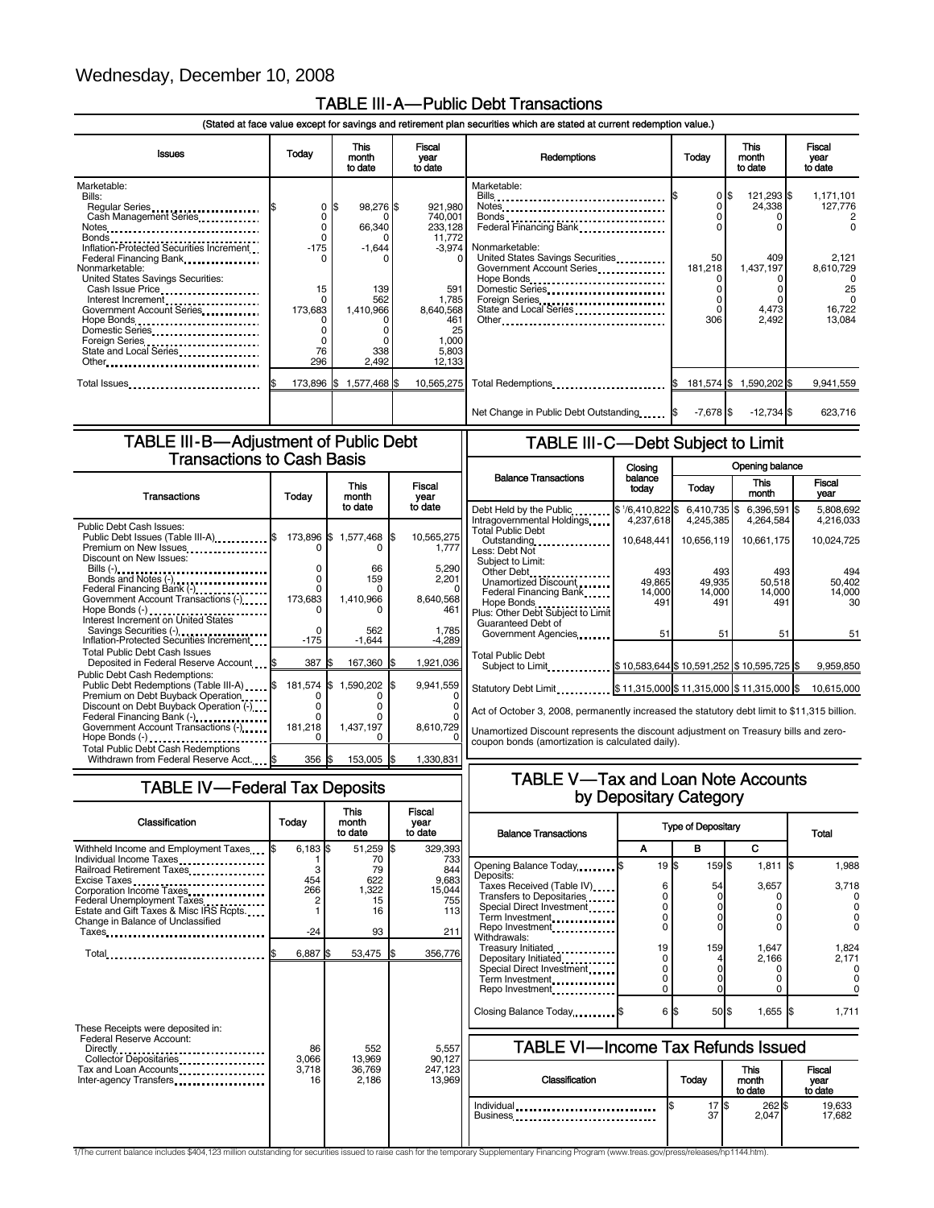Wednesday, December 10, 2008

## TABLE III-A—Public Debt Transactions

(Stated at face value except for savings and retirement plan securities which are stated at current redemption value.)

| Issues | Today | This month to date | Fiscal year to date |
|---|---|---|---|
| Marketable: | | | |
| Bills: | | | |
| Regular Series | $ 0 | $ 98,276 | $ 921,980 |
| Cash Management Series | 0 | 0 | 740,001 |
| Notes | 0 | 66,340 | 233,128 |
| Bonds | 0 | 0 | 11,772 |
| Inflation-Protected Securities Increment | -175 | -1,644 | -3,974 |
| Federal Financing Bank | 0 | 0 | 0 |
| Nonmarketable: | | | |
| United States Savings Securities: | | | |
| Cash Issue Price | 15 | 139 | 591 |
| Interest Increment | 0 | 562 | 1,785 |
| Government Account Series | 173,683 | 1,410,966 | 8,640,568 |
| Hope Bonds | 0 | 0 | 461 |
| Domestic Series | 0 | 0 | 25 |
| Foreign Series | 0 | 0 | 1,000 |
| State and Local Series | 76 | 338 | 5,803 |
| Other | 296 | 2,492 | 12,133 |
| Total Issues | $ 173,896 | $ 1,577,468 | $ 10,565,275 |

| Redemptions | Today | This month to date | Fiscal year to date |
|---|---|---|---|
| Marketable: | | | |
| Bills | $ 0 | $ 121,293 | $ 1,171,101 |
| Notes | 0 | 24,338 | 127,776 |
| Bonds | 0 | 0 | 2 |
| Federal Financing Bank | 0 | 0 | 0 |
| Nonmarketable: | | | |
| United States Savings Securities | 50 | 409 | 2,121 |
| Government Account Series | 181,218 | 1,437,197 | 8,610,729 |
| Hope Bonds | 0 | 0 | 0 |
| Domestic Series | 0 | 0 | 25 |
| Foreign Series | 0 | 0 | 0 |
| State and Local Series | 0 | 4,473 | 16,722 |
| Other | 306 | 2,492 | 13,084 |
| Total Redemptions | $ 181,574 | $ 1,590,202 | $ 9,941,559 |
| Net Change in Public Debt Outstanding | $ -7,678 | $ -12,734 | $ 623,716 |

## TABLE III-B—Adjustment of Public Debt Transactions to Cash Basis

| Transactions | Today | This month to date | Fiscal year to date |
|---|---|---|---|
| Public Debt Cash Issues: | | | |
| Public Debt Issues (Table III-A) | $ 173,896 | $ 1,577,468 | $ 10,565,275 |
| Premium on New Issues | 0 | 0 | 1,777 |
| Discount on New Issues: | | | |
| Bills (-) | 0 | 66 | 5,290 |
| Bonds and Notes (-) | 0 | 159 | 2,201 |
| Federal Financing Bank (-) | 0 | 0 | 0 |
| Government Account Transactions (-) | 173,683 | 1,410,966 | 8,640,568 |
| Hope Bonds (-) | 0 | 0 | 461 |
| Interest Increment on United States Savings Securities (-) | 0 | 562 | 1,785 |
| Inflation-Protected Securities Increment | -175 | -1,644 | -4,289 |
| Total Public Debt Cash Issues Deposited in Federal Reserve Account | $ 387 | $ 167,360 | $ 1,921,036 |
| Public Debt Cash Redemptions: | | | |
| Public Debt Redemptions (Table III-A) | $ 181,574 | $ 1,590,202 | $ 9,941,559 |
| Premium on Debt Buyback Operation | 0 | 0 | 0 |
| Discount on Debt Buyback Operation (-) | 0 | 0 | 0 |
| Federal Financing Bank (-) | 0 | 0 | 0 |
| Government Account Transactions (-) | 181,218 | 1,437,197 | 8,610,729 |
| Hope Bonds (-) | 0 | 0 | 0 |
| Total Public Debt Cash Redemptions Withdrawn from Federal Reserve Acct. | $ 356 | $ 153,005 | $ 1,330,831 |

## TABLE III-C—Debt Subject to Limit

| Balance Transactions | Closing balance today | Opening balance Today | Opening balance This month | Opening balance Fiscal year |
|---|---|---|---|---|
| Debt Held by the Public | $ [1]6,410,822 | $ 6,410,735 | $ 6,396,591 | $ 5,808,692 |
| Intragovernmental Holdings | 4,237,618 | 4,245,385 | 4,264,584 | 4,216,033 |
| Total Public Debt Outstanding | 10,648,441 | 10,656,119 | 10,661,175 | 10,024,725 |
| Less: Debt Not Subject to Limit: | | | | |
| Other Debt | 493 | 493 | 493 | 494 |
| Unamortized Discount | 49,865 | 49,935 | 50,518 | 50,402 |
| Federal Financing Bank | 14,000 | 14,000 | 14,000 | 14,000 |
| Hope Bonds | 491 | 491 | 491 | 30 |
| Plus: Other Debt Subject to Limit Guaranteed Debt of Government Agencies | 51 | 51 | 51 | 51 |
| Total Public Debt Subject to Limit | $ 10,583,644 | $ 10,591,252 | $ 10,595,725 | $ 9,959,850 |
| Statutory Debt Limit | $ 11,315,000 | $ 11,315,000 | $ 11,315,000 | $ 10,615,000 |

Act of October 3, 2008, permanently increased the statutory debt limit to $11,315 billion.

Unamortized Discount represents the discount adjustment on Treasury bills and zero-coupon bonds (amortization is calculated daily).

## TABLE IV—Federal Tax Deposits

| Classification | Today | This month to date | Fiscal year to date |
|---|---|---|---|
| Withheld Income and Employment Taxes | $ 6,183 | $ 51,259 | $ 329,393 |
| Individual Income Taxes | 1 | 70 | 733 |
| Railroad Retirement Taxes | 3 | 79 | 844 |
| Excise Taxes | 454 | 622 | 9,683 |
| Corporation Income Taxes | 266 | 1,322 | 15,044 |
| Federal Unemployment Taxes | 2 | 15 | 755 |
| Estate and Gift Taxes & Misc IRS Rcpts. | 1 | 16 | 113 |
| Change in Balance of Unclassified Taxes | -24 | 93 | 211 |
| Total | $ 6,887 | $ 53,475 | $ 356,776 |
| These Receipts were deposited in: | | | |
| Federal Reserve Account: | | | |
| Directly | 86 | 552 | 5,557 |
| Collector Depositaries | 3,066 | 13,969 | 90,127 |
| Tax and Loan Accounts | 3,718 | 36,769 | 247,123 |
| Inter-agency Transfers | 16 | 2,186 | 13,969 |

## TABLE V—Tax and Loan Note Accounts by Depositary Category

| Balance Transactions | Type of Depositary A | B | C | Total |
|---|---|---|---|---|
| Opening Balance Today | $ 19 | $ 159 | $ 1,811 | $ 1,988 |
| Deposits: | | | | |
| Taxes Received (Table IV) | 6 | 54 | 3,657 | 3,718 |
| Transfers to Depositaries | 0 | 0 | 0 | 0 |
| Special Direct Investment | 0 | 0 | 0 | 0 |
| Term Investment | 0 | 0 | 0 | 0 |
| Repo Investment | 0 | 0 | 0 | 0 |
| Withdrawals: | | | | |
| Treasury Initiated | 19 | 159 | 1,647 | 1,824 |
| Depositary Initiated | 0 | 4 | 2,166 | 2,171 |
| Special Direct Investment | 0 | 0 | 0 | 0 |
| Term Investment | 0 | 0 | 0 | 0 |
| Repo Investment | 0 | 0 | 0 | 0 |
| Closing Balance Today | $ 6 | $ 50 | $ 1,655 | $ 1,711 |

## TABLE VI—Income Tax Refunds Issued

| Classification | Today | This month to date | Fiscal year to date |
|---|---|---|---|
| Individual | $ 17 | $ 262 | $ 19,633 |
| Business | 37 | 2,047 | 17,682 |

1/The current balance includes $404,123 million outstanding for securities issued to raise cash for the temporary Supplementary Financing Program (www.treas.gov/press/releases/hp1144.htm).